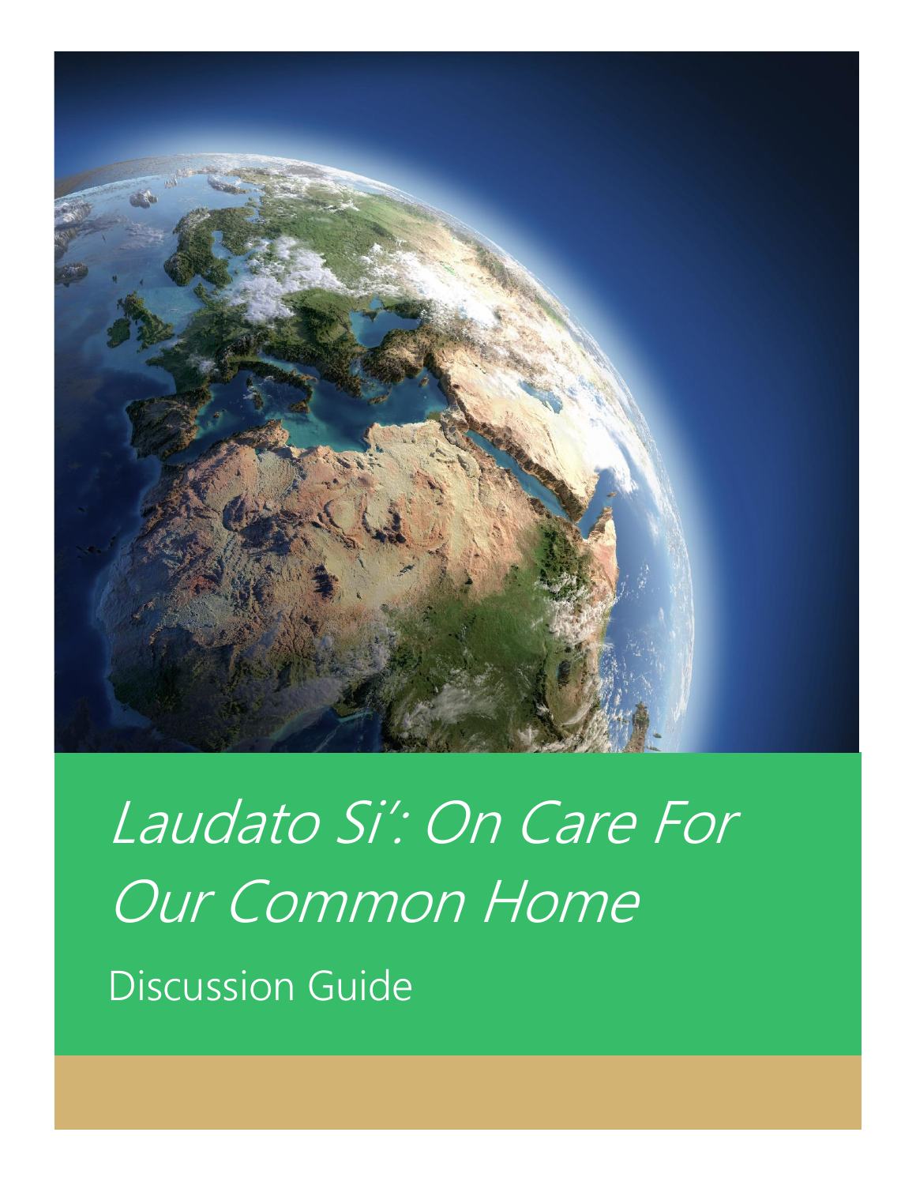# *Laudato Si': On Care For Our Common Home*

Discussion Guide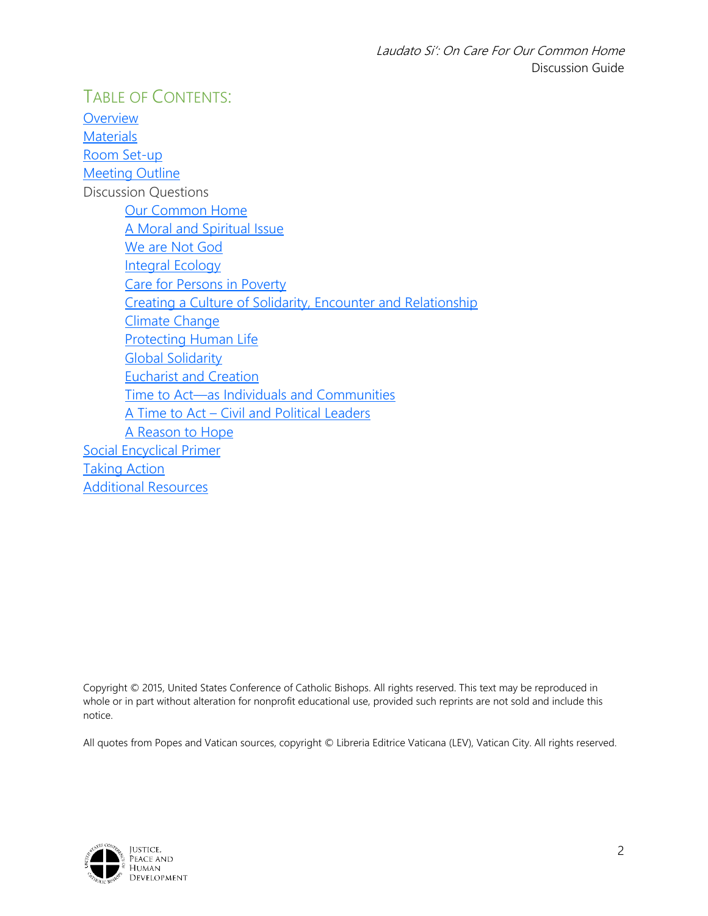# Table of Contents:

- Overview
- Materials
- Room Set-up
- Meeting Outline
- Discussion Questions
  - Our Common Home
  - A Moral and Spiritual Issue
  - We are Not God
  - Integral Ecology
  - Care for Persons in Poverty
  - Creating a Culture of Solidarity, Encounter and Relationship
  - Climate Change
  - Protecting Human Life
  - Global Solidarity
  - Eucharist and Creation
  - Time to Act—as Individuals and Communities
  - A Time to Act – Civil and Political Leaders
  - A Reason to Hope
- Social Encyclical Primer
- Taking Action
- Additional Resources

Copyright © 2015, United States Conference of Catholic Bishops. All rights reserved. This text may be reproduced in whole or in part without alteration for nonprofit educational use, provided such reprints are not sold and include this notice.

All quotes from Popes and Vatican sources, copyright © Libreria Editrice Vaticana (LEV), Vatican City. All rights reserved.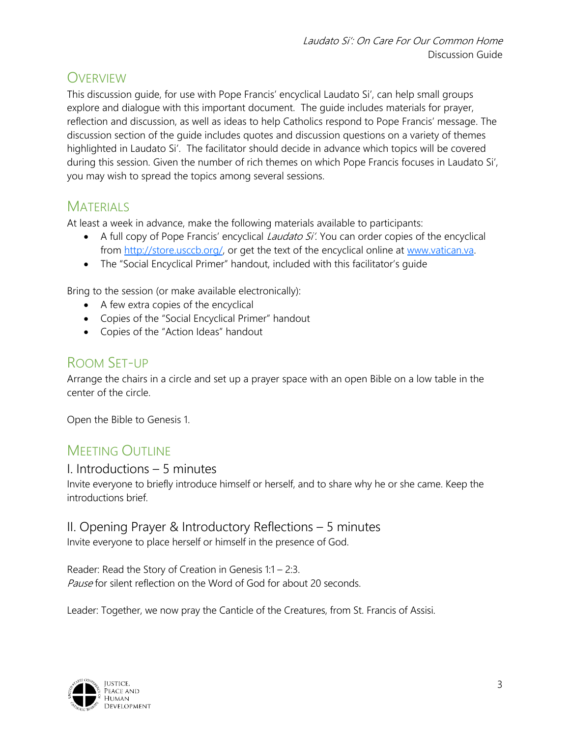## Overview

This discussion guide, for use with Pope Francis' encyclical Laudato Si', can help small groups explore and dialogue with this important document. The guide includes materials for prayer, reflection and discussion, as well as ideas to help Catholics respond to Pope Francis' message. The discussion section of the guide includes quotes and discussion questions on a variety of themes highlighted in Laudato Si'. The facilitator should decide in advance which topics will be covered during this session. Given the number of rich themes on which Pope Francis focuses in Laudato Si', you may wish to spread the topics among several sessions.

## Materials

At least a week in advance, make the following materials available to participants:

- A full copy of Pope Francis' encyclical *Laudato Si'*. You can order copies of the encyclical from http://store.usccb.org/, or get the text of the encyclical online at www.vatican.va.
- The "Social Encyclical Primer" handout, included with this facilitator's guide

Bring to the session (or make available electronically):

- A few extra copies of the encyclical
- Copies of the "Social Encyclical Primer" handout
- Copies of the "Action Ideas" handout

## Room Set-up

Arrange the chairs in a circle and set up a prayer space with an open Bible on a low table in the center of the circle.

Open the Bible to Genesis 1.

## Meeting Outline

### I. Introductions – 5 minutes

Invite everyone to briefly introduce himself or herself, and to share why he or she came. Keep the introductions brief.

### II. Opening Prayer & Introductory Reflections – 5 minutes

Invite everyone to place herself or himself in the presence of God.

Reader: Read the Story of Creation in Genesis 1:1 – 2:3.
*Pause* for silent reflection on the Word of God for about 20 seconds.

Leader: Together, we now pray the Canticle of the Creatures, from St. Francis of Assisi.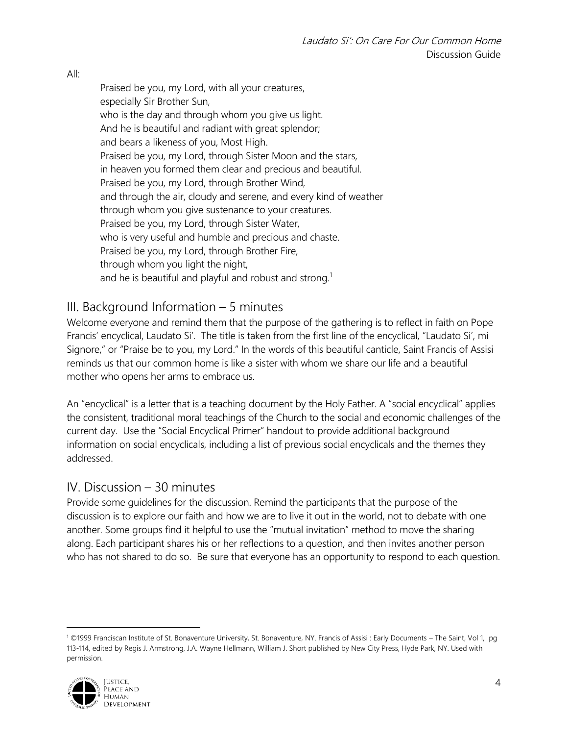All:

> Praised be you, my Lord, with all your creatures,
> especially Sir Brother Sun,
> who is the day and through whom you give us light.
> And he is beautiful and radiant with great splendor;
> and bears a likeness of you, Most High.
> Praised be you, my Lord, through Sister Moon and the stars,
> in heaven you formed them clear and precious and beautiful.
> Praised be you, my Lord, through Brother Wind,
> and through the air, cloudy and serene, and every kind of weather
> through whom you give sustenance to your creatures.
> Praised be you, my Lord, through Sister Water,
> who is very useful and humble and precious and chaste.
> Praised be you, my Lord, through Brother Fire,
> through whom you light the night,
> and he is beautiful and playful and robust and strong.[1]

## III. Background Information – 5 minutes

Welcome everyone and remind them that the purpose of the gathering is to reflect in faith on Pope Francis' encyclical, Laudato Si'. The title is taken from the first line of the encyclical, "Laudato Si', mi Signore," or "Praise be to you, my Lord." In the words of this beautiful canticle, Saint Francis of Assisi reminds us that our common home is like a sister with whom we share our life and a beautiful mother who opens her arms to embrace us.

An "encyclical" is a letter that is a teaching document by the Holy Father. A "social encyclical" applies the consistent, traditional moral teachings of the Church to the social and economic challenges of the current day. Use the "Social Encyclical Primer" handout to provide additional background information on social encyclicals, including a list of previous social encyclicals and the themes they addressed.

## IV. Discussion – 30 minutes

Provide some guidelines for the discussion. Remind the participants that the purpose of the discussion is to explore our faith and how we are to live it out in the world, not to debate with one another. Some groups find it helpful to use the "mutual invitation" method to move the sharing along. Each participant shares his or her reflections to a question, and then invites another person who has not shared to do so. Be sure that everyone has an opportunity to respond to each question.

---

[1] ©1999 Franciscan Institute of St. Bonaventure University, St. Bonaventure, NY. Francis of Assisi : Early Documents – The Saint, Vol 1, pg 113-114, edited by Regis J. Armstrong, J.A. Wayne Hellmann, William J. Short published by New City Press, Hyde Park, NY. Used with permission.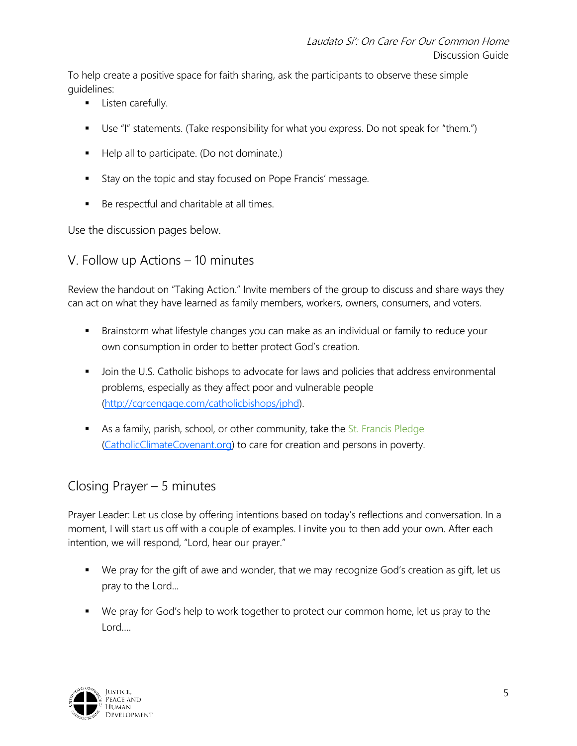To help create a positive space for faith sharing, ask the participants to observe these simple guidelines:

- Listen carefully.
- Use "I" statements. (Take responsibility for what you express. Do not speak for "them.")
- Help all to participate. (Do not dominate.)
- Stay on the topic and stay focused on Pope Francis' message.
- Be respectful and charitable at all times.

Use the discussion pages below.

## V. Follow up Actions – 10 minutes

Review the handout on "Taking Action." Invite members of the group to discuss and share ways they can act on what they have learned as family members, workers, owners, consumers, and voters.

- Brainstorm what lifestyle changes you can make as an individual or family to reduce your own consumption in order to better protect God's creation.
- Join the U.S. Catholic bishops to advocate for laws and policies that address environmental problems, especially as they affect poor and vulnerable people (http://cqrcengage.com/catholicbishops/jphd).
- As a family, parish, school, or other community, take the St. Francis Pledge (CatholicClimateCovenant.org) to care for creation and persons in poverty.

## Closing Prayer – 5 minutes

Prayer Leader: Let us close by offering intentions based on today's reflections and conversation. In a moment, I will start us off with a couple of examples. I invite you to then add your own. After each intention, we will respond, "Lord, hear our prayer."

- We pray for the gift of awe and wonder, that we may recognize God's creation as gift, let us pray to the Lord…
- We pray for God's help to work together to protect our common home, let us pray to the Lord….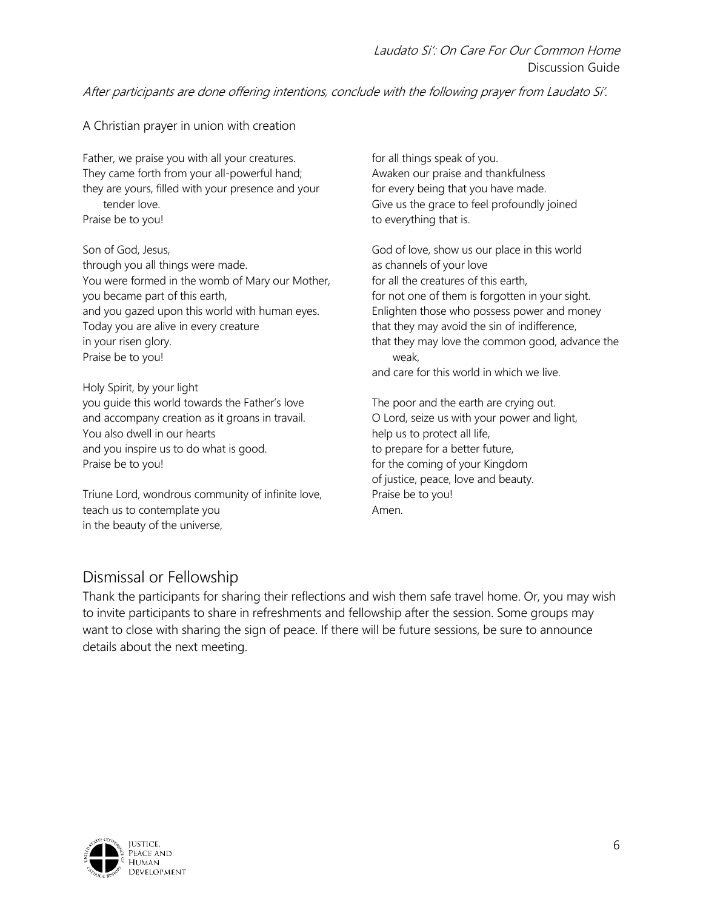*After participants are done offering intentions, conclude with the following prayer from Laudato Si'.*

A Christian prayer in union with creation

Father, we praise you with all your creatures.
They came forth from your all-powerful hand;
they are yours, filled with your presence and your tender love.
Praise be to you!

Son of God, Jesus,
through you all things were made.
You were formed in the womb of Mary our Mother,
you became part of this earth,
and you gazed upon this world with human eyes.
Today you are alive in every creature
in your risen glory.
Praise be to you!

Holy Spirit, by your light
you guide this world towards the Father's love
and accompany creation as it groans in travail.
You also dwell in our hearts
and you inspire us to do what is good.
Praise be to you!

Triune Lord, wondrous community of infinite love,
teach us to contemplate you
in the beauty of the universe,
for all things speak of you.
Awaken our praise and thankfulness
for every being that you have made.
Give us the grace to feel profoundly joined
to everything that is.

God of love, show us our place in this world
as channels of your love
for all the creatures of this earth,
for not one of them is forgotten in your sight.
Enlighten those who possess power and money
that they may avoid the sin of indifference,
that they may love the common good, advance the weak,
and care for this world in which we live.

The poor and the earth are crying out.
O Lord, seize us with your power and light,
help us to protect all life,
to prepare for a better future,
for the coming of your Kingdom
of justice, peace, love and beauty.
Praise be to you!
Amen.

## Dismissal or Fellowship

Thank the participants for sharing their reflections and wish them safe travel home. Or, you may wish to invite participants to share in refreshments and fellowship after the session. Some groups may want to close with sharing the sign of peace. If there will be future sessions, be sure to announce details about the next meeting.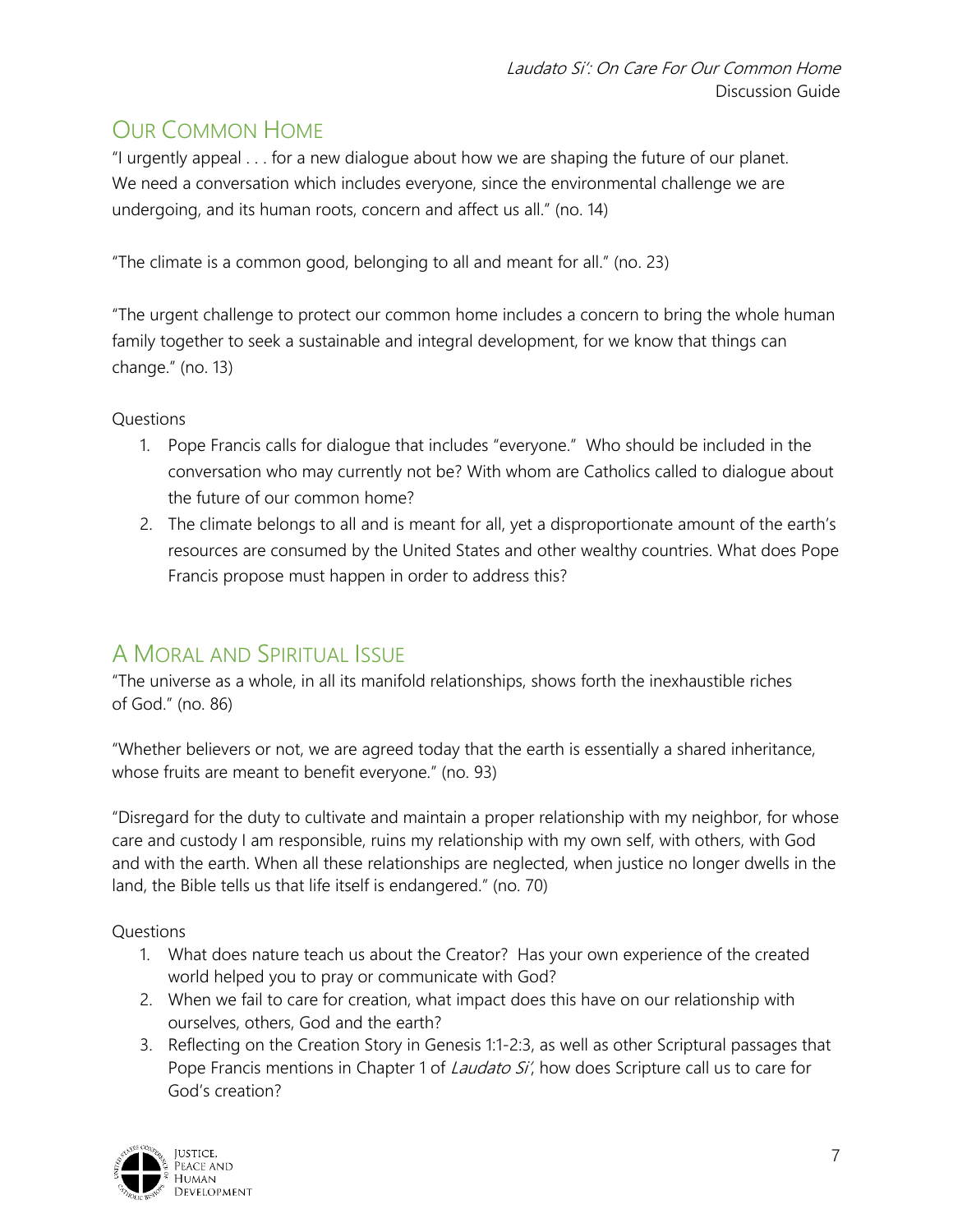## Our Common Home

"I urgently appeal . . . for a new dialogue about how we are shaping the future of our planet. We need a conversation which includes everyone, since the environmental challenge we are undergoing, and its human roots, concern and affect us all." (no. 14)

"The climate is a common good, belonging to all and meant for all." (no. 23)

"The urgent challenge to protect our common home includes a concern to bring the whole human family together to seek a sustainable and integral development, for we know that things can change." (no. 13)

Questions

1. Pope Francis calls for dialogue that includes "everyone." Who should be included in the conversation who may currently not be? With whom are Catholics called to dialogue about the future of our common home?
2. The climate belongs to all and is meant for all, yet a disproportionate amount of the earth's resources are consumed by the United States and other wealthy countries. What does Pope Francis propose must happen in order to address this?

## A Moral and Spiritual Issue

"The universe as a whole, in all its manifold relationships, shows forth the inexhaustible riches of God." (no. 86)

"Whether believers or not, we are agreed today that the earth is essentially a shared inheritance, whose fruits are meant to benefit everyone." (no. 93)

"Disregard for the duty to cultivate and maintain a proper relationship with my neighbor, for whose care and custody I am responsible, ruins my relationship with my own self, with others, with God and with the earth. When all these relationships are neglected, when justice no longer dwells in the land, the Bible tells us that life itself is endangered." (no. 70)

Questions

1. What does nature teach us about the Creator? Has your own experience of the created world helped you to pray or communicate with God?
2. When we fail to care for creation, what impact does this have on our relationship with ourselves, others, God and the earth?
3. Reflecting on the Creation Story in Genesis 1:1-2:3, as well as other Scriptural passages that Pope Francis mentions in Chapter 1 of *Laudato Si'*, how does Scripture call us to care for God's creation?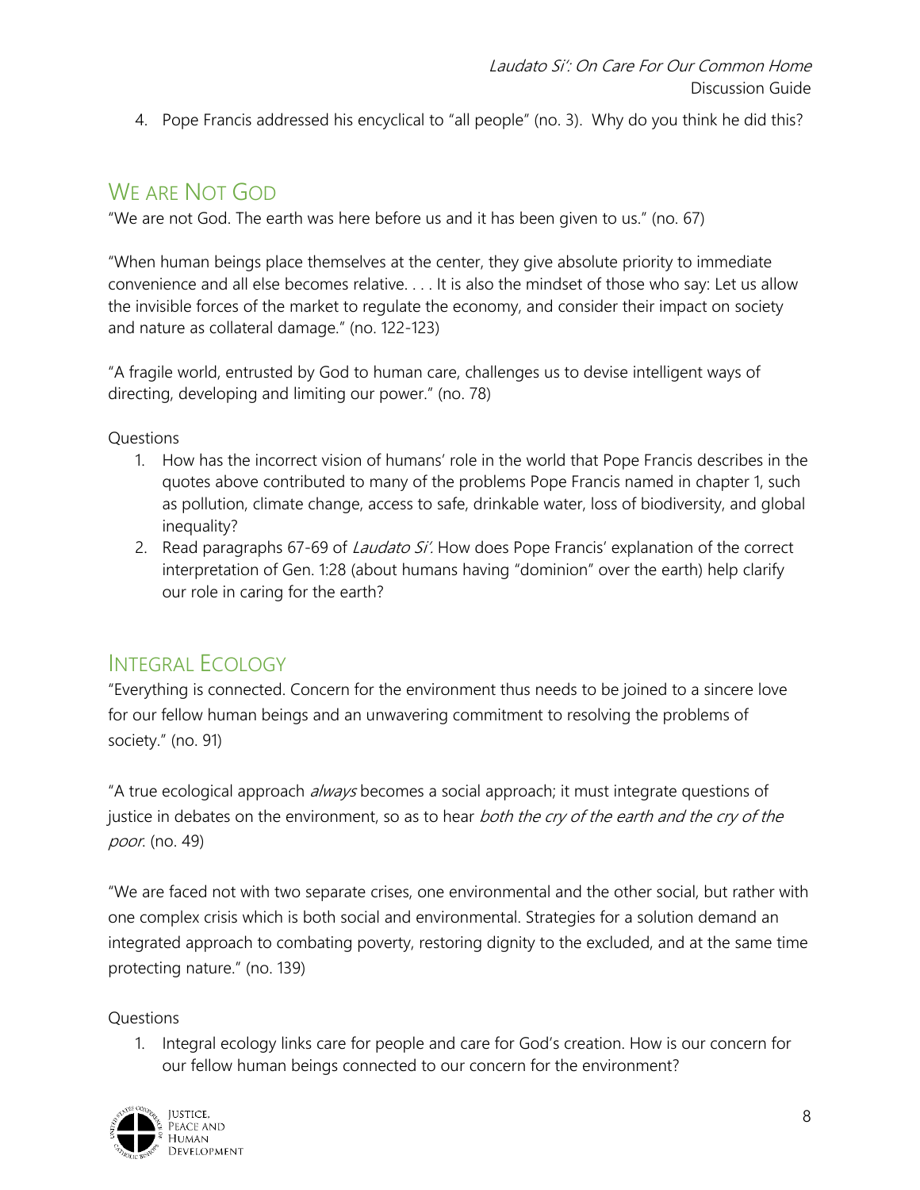4. Pope Francis addressed his encyclical to "all people" (no. 3). Why do you think he did this?

## We are Not God

"We are not God. The earth was here before us and it has been given to us." (no. 67)

"When human beings place themselves at the center, they give absolute priority to immediate convenience and all else becomes relative. . . . It is also the mindset of those who say: Let us allow the invisible forces of the market to regulate the economy, and consider their impact on society and nature as collateral damage." (no. 122-123)

"A fragile world, entrusted by God to human care, challenges us to devise intelligent ways of directing, developing and limiting our power." (no. 78)

Questions

1. How has the incorrect vision of humans' role in the world that Pope Francis describes in the quotes above contributed to many of the problems Pope Francis named in chapter 1, such as pollution, climate change, access to safe, drinkable water, loss of biodiversity, and global inequality?
2. Read paragraphs 67-69 of *Laudato Si'*. How does Pope Francis' explanation of the correct interpretation of Gen. 1:28 (about humans having "dominion" over the earth) help clarify our role in caring for the earth?

## Integral Ecology

"Everything is connected. Concern for the environment thus needs to be joined to a sincere love for our fellow human beings and an unwavering commitment to resolving the problems of society." (no. 91)

"A true ecological approach *always* becomes a social approach; it must integrate questions of justice in debates on the environment, so as to hear *both the cry of the earth and the cry of the poor*. (no. 49)

"We are faced not with two separate crises, one environmental and the other social, but rather with one complex crisis which is both social and environmental. Strategies for a solution demand an integrated approach to combating poverty, restoring dignity to the excluded, and at the same time protecting nature." (no. 139)

Questions

1. Integral ecology links care for people and care for God's creation. How is our concern for our fellow human beings connected to our concern for the environment?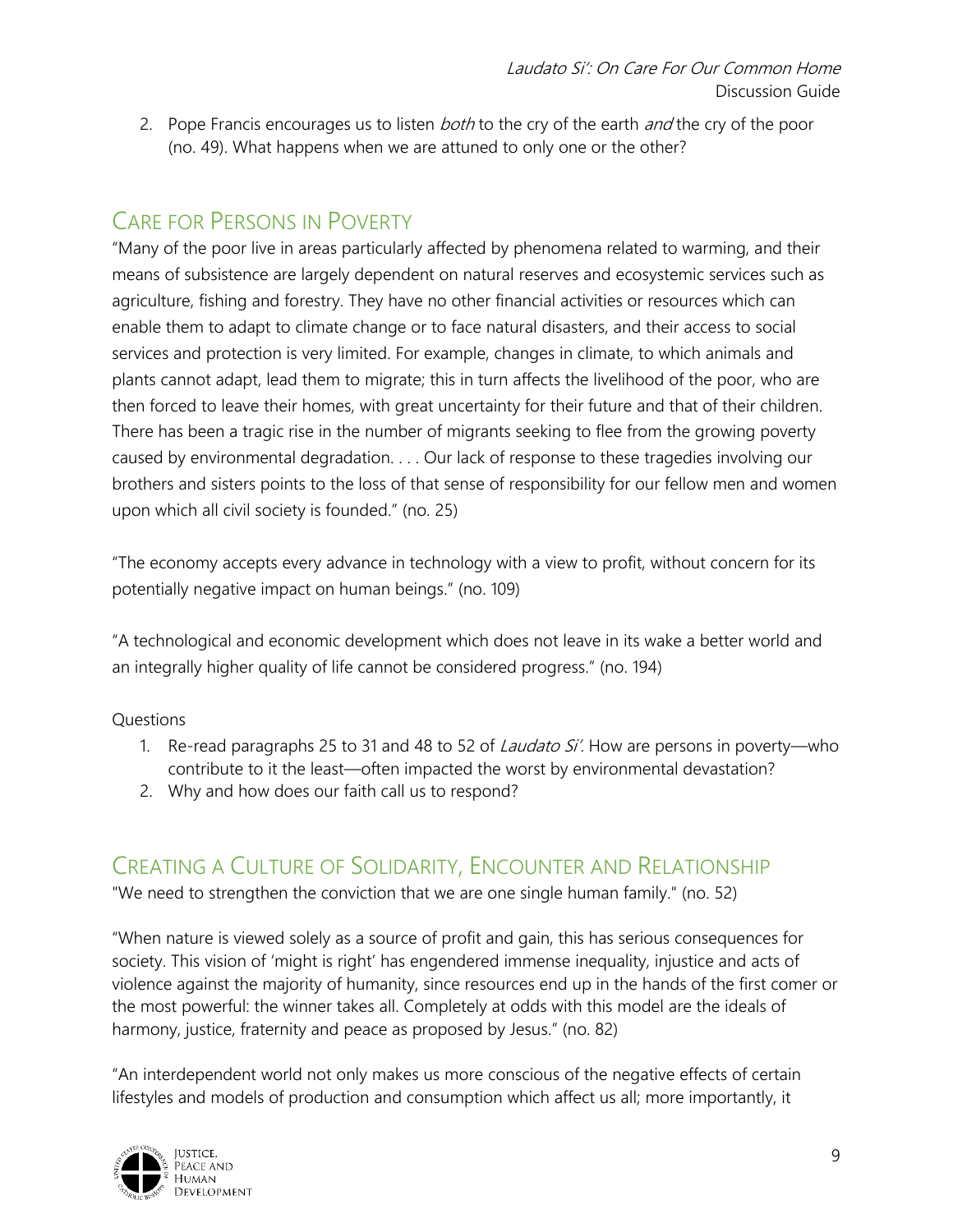2. Pope Francis encourages us to listen *both* to the cry of the earth *and* the cry of the poor (no. 49). What happens when we are attuned to only one or the other?

## Care for Persons in Poverty

"Many of the poor live in areas particularly affected by phenomena related to warming, and their means of subsistence are largely dependent on natural reserves and ecosystemic services such as agriculture, fishing and forestry. They have no other financial activities or resources which can enable them to adapt to climate change or to face natural disasters, and their access to social services and protection is very limited. For example, changes in climate, to which animals and plants cannot adapt, lead them to migrate; this in turn affects the livelihood of the poor, who are then forced to leave their homes, with great uncertainty for their future and that of their children. There has been a tragic rise in the number of migrants seeking to flee from the growing poverty caused by environmental degradation. . . . Our lack of response to these tragedies involving our brothers and sisters points to the loss of that sense of responsibility for our fellow men and women upon which all civil society is founded." (no. 25)

"The economy accepts every advance in technology with a view to profit, without concern for its potentially negative impact on human beings." (no. 109)

"A technological and economic development which does not leave in its wake a better world and an integrally higher quality of life cannot be considered progress." (no. 194)

Questions

1. Re-read paragraphs 25 to 31 and 48 to 52 of *Laudato Si'*. How are persons in poverty—who contribute to it the least—often impacted the worst by environmental devastation?
2. Why and how does our faith call us to respond?

## Creating a Culture of Solidarity, Encounter and Relationship

"We need to strengthen the conviction that we are one single human family." (no. 52)

"When nature is viewed solely as a source of profit and gain, this has serious consequences for society. This vision of 'might is right' has engendered immense inequality, injustice and acts of violence against the majority of humanity, since resources end up in the hands of the first comer or the most powerful: the winner takes all. Completely at odds with this model are the ideals of harmony, justice, fraternity and peace as proposed by Jesus." (no. 82)

"An interdependent world not only makes us more conscious of the negative effects of certain lifestyles and models of production and consumption which affect us all; more importantly, it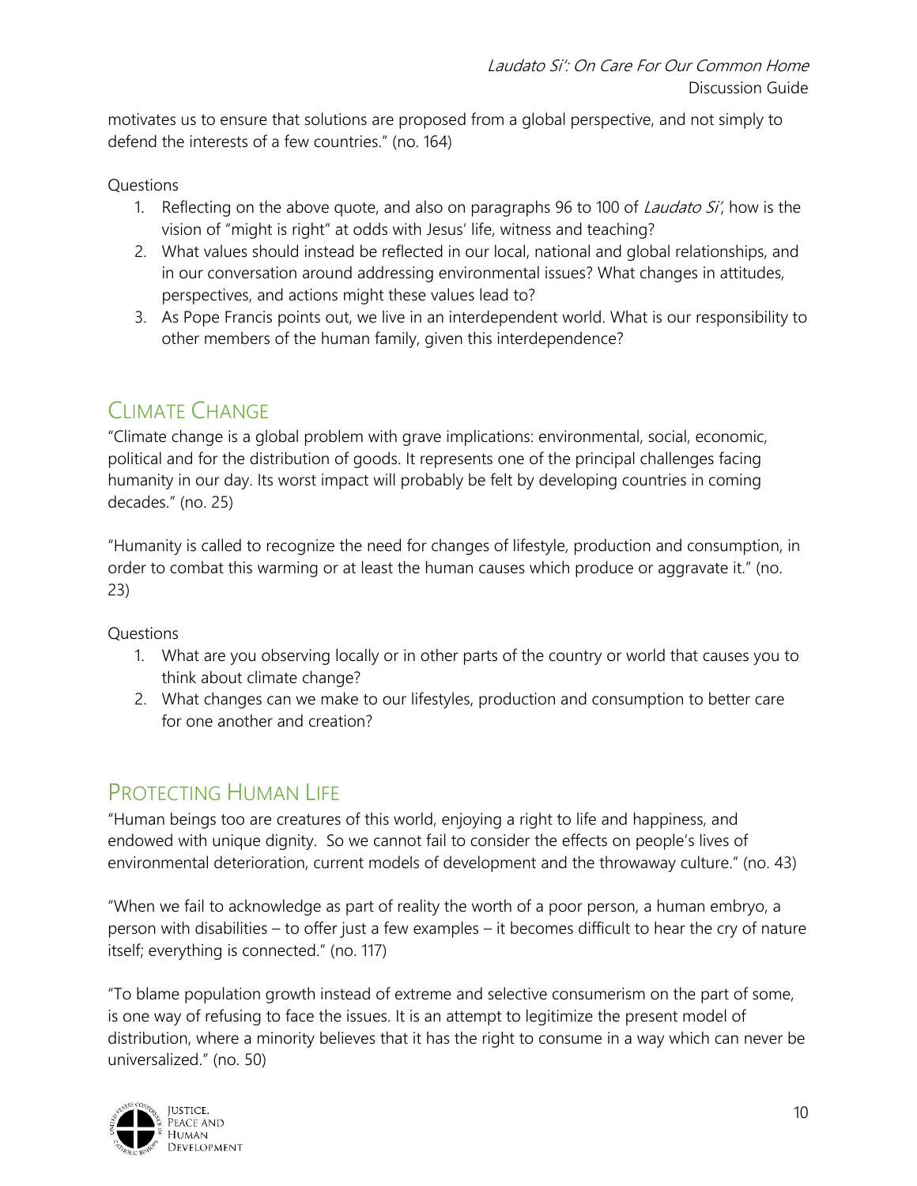motivates us to ensure that solutions are proposed from a global perspective, and not simply to defend the interests of a few countries." (no. 164)

Questions

1. Reflecting on the above quote, and also on paragraphs 96 to 100 of *Laudato Si'*, how is the vision of "might is right" at odds with Jesus' life, witness and teaching?
2. What values should instead be reflected in our local, national and global relationships, and in our conversation around addressing environmental issues? What changes in attitudes, perspectives, and actions might these values lead to?
3. As Pope Francis points out, we live in an interdependent world. What is our responsibility to other members of the human family, given this interdependence?

## Climate Change

"Climate change is a global problem with grave implications: environmental, social, economic, political and for the distribution of goods. It represents one of the principal challenges facing humanity in our day. Its worst impact will probably be felt by developing countries in coming decades." (no. 25)

"Humanity is called to recognize the need for changes of lifestyle, production and consumption, in order to combat this warming or at least the human causes which produce or aggravate it." (no. 23)

Questions

1. What are you observing locally or in other parts of the country or world that causes you to think about climate change?
2. What changes can we make to our lifestyles, production and consumption to better care for one another and creation?

## Protecting Human Life

"Human beings too are creatures of this world, enjoying a right to life and happiness, and endowed with unique dignity. So we cannot fail to consider the effects on people's lives of environmental deterioration, current models of development and the throwaway culture." (no. 43)

"When we fail to acknowledge as part of reality the worth of a poor person, a human embryo, a person with disabilities – to offer just a few examples – it becomes difficult to hear the cry of nature itself; everything is connected." (no. 117)

"To blame population growth instead of extreme and selective consumerism on the part of some, is one way of refusing to face the issues. It is an attempt to legitimize the present model of distribution, where a minority believes that it has the right to consume in a way which can never be universalized." (no. 50)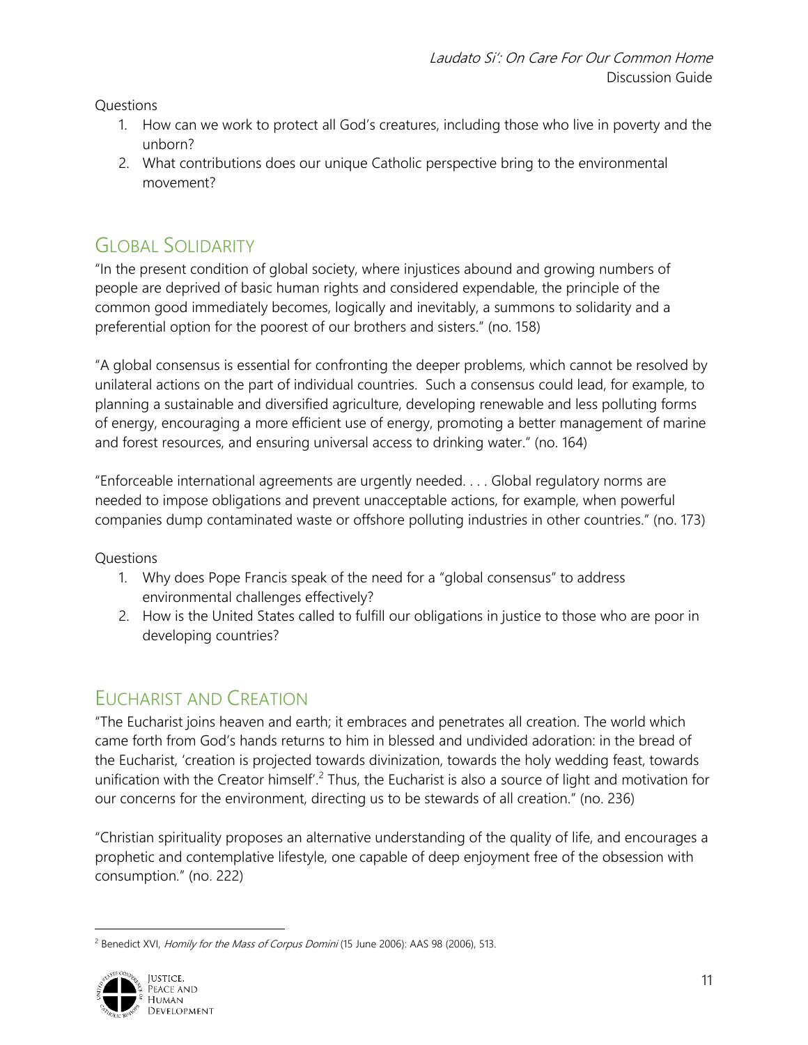Questions

1. How can we work to protect all God's creatures, including those who live in poverty and the unborn?
2. What contributions does our unique Catholic perspective bring to the environmental movement?

## Global Solidarity

"In the present condition of global society, where injustices abound and growing numbers of people are deprived of basic human rights and considered expendable, the principle of the common good immediately becomes, logically and inevitably, a summons to solidarity and a preferential option for the poorest of our brothers and sisters." (no. 158)

"A global consensus is essential for confronting the deeper problems, which cannot be resolved by unilateral actions on the part of individual countries. Such a consensus could lead, for example, to planning a sustainable and diversified agriculture, developing renewable and less polluting forms of energy, encouraging a more efficient use of energy, promoting a better management of marine and forest resources, and ensuring universal access to drinking water." (no. 164)

"Enforceable international agreements are urgently needed. . . . Global regulatory norms are needed to impose obligations and prevent unacceptable actions, for example, when powerful companies dump contaminated waste or offshore polluting industries in other countries." (no. 173)

Questions

1. Why does Pope Francis speak of the need for a "global consensus" to address environmental challenges effectively?
2. How is the United States called to fulfill our obligations in justice to those who are poor in developing countries?

## Eucharist and Creation

"The Eucharist joins heaven and earth; it embraces and penetrates all creation. The world which came forth from God's hands returns to him in blessed and undivided adoration: in the bread of the Eucharist, 'creation is projected towards divinization, towards the holy wedding feast, towards unification with the Creator himself'.[2] Thus, the Eucharist is also a source of light and motivation for our concerns for the environment, directing us to be stewards of all creation." (no. 236)

"Christian spirituality proposes an alternative understanding of the quality of life, and encourages a prophetic and contemplative lifestyle, one capable of deep enjoyment free of the obsession with consumption." (no. 222)

[2] Benedict XVI, *Homily for the Mass of Corpus Domini* (15 June 2006): AAS 98 (2006), 513.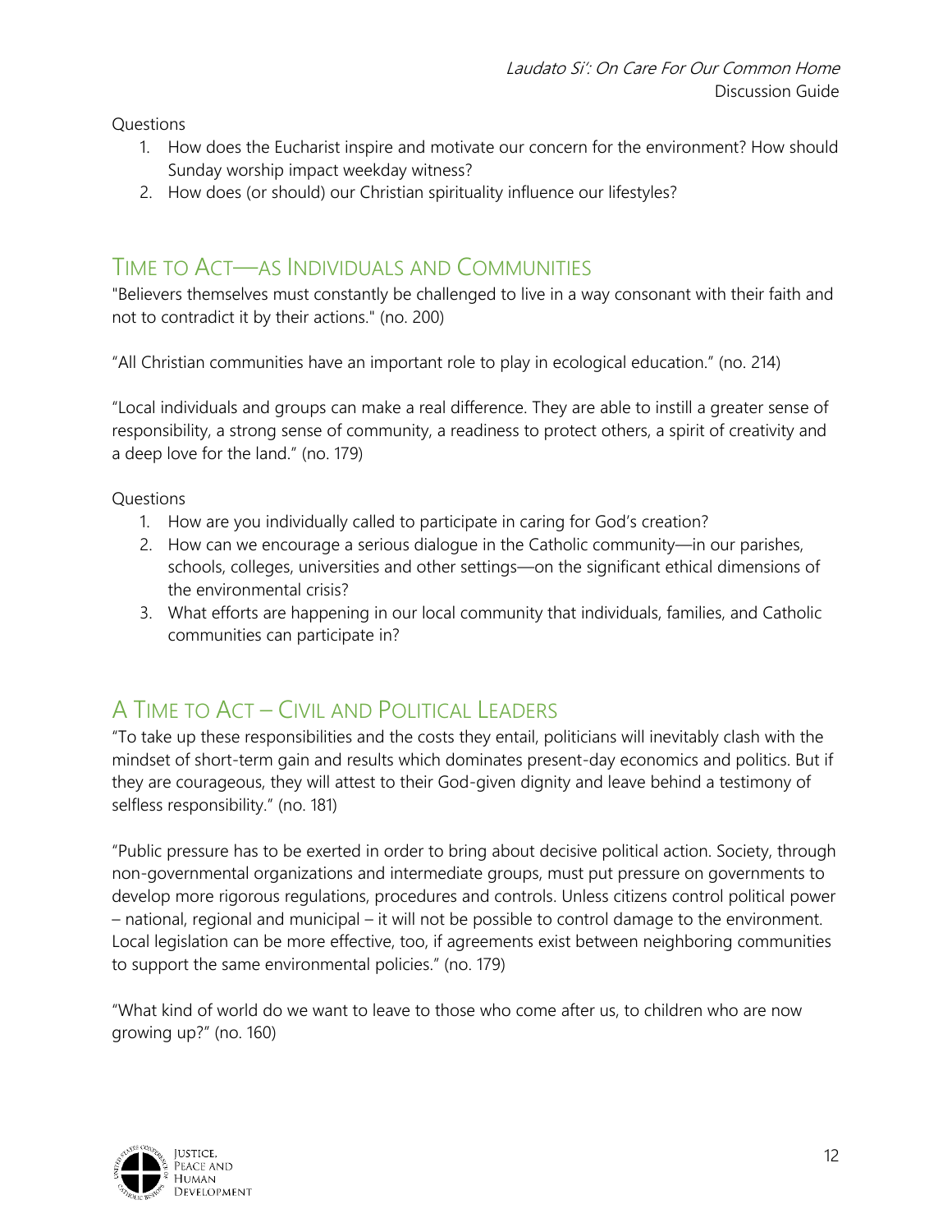Questions

1. How does the Eucharist inspire and motivate our concern for the environment? How should Sunday worship impact weekday witness?
2. How does (or should) our Christian spirituality influence our lifestyles?

## Time to Act—as Individuals and Communities

"Believers themselves must constantly be challenged to live in a way consonant with their faith and not to contradict it by their actions." (no. 200)

“All Christian communities have an important role to play in ecological education.” (no. 214)

“Local individuals and groups can make a real difference. They are able to instill a greater sense of responsibility, a strong sense of community, a readiness to protect others, a spirit of creativity and a deep love for the land.” (no. 179)

Questions

1. How are you individually called to participate in caring for God’s creation?
2. How can we encourage a serious dialogue in the Catholic community—in our parishes, schools, colleges, universities and other settings—on the significant ethical dimensions of the environmental crisis?
3. What efforts are happening in our local community that individuals, families, and Catholic communities can participate in?

## A Time to Act – Civil and Political Leaders

“To take up these responsibilities and the costs they entail, politicians will inevitably clash with the mindset of short-term gain and results which dominates present-day economics and politics. But if they are courageous, they will attest to their God-given dignity and leave behind a testimony of selfless responsibility.” (no. 181)

“Public pressure has to be exerted in order to bring about decisive political action. Society, through non-governmental organizations and intermediate groups, must put pressure on governments to develop more rigorous regulations, procedures and controls. Unless citizens control political power – national, regional and municipal – it will not be possible to control damage to the environment. Local legislation can be more effective, too, if agreements exist between neighboring communities to support the same environmental policies.” (no. 179)

“What kind of world do we want to leave to those who come after us, to children who are now growing up?” (no. 160)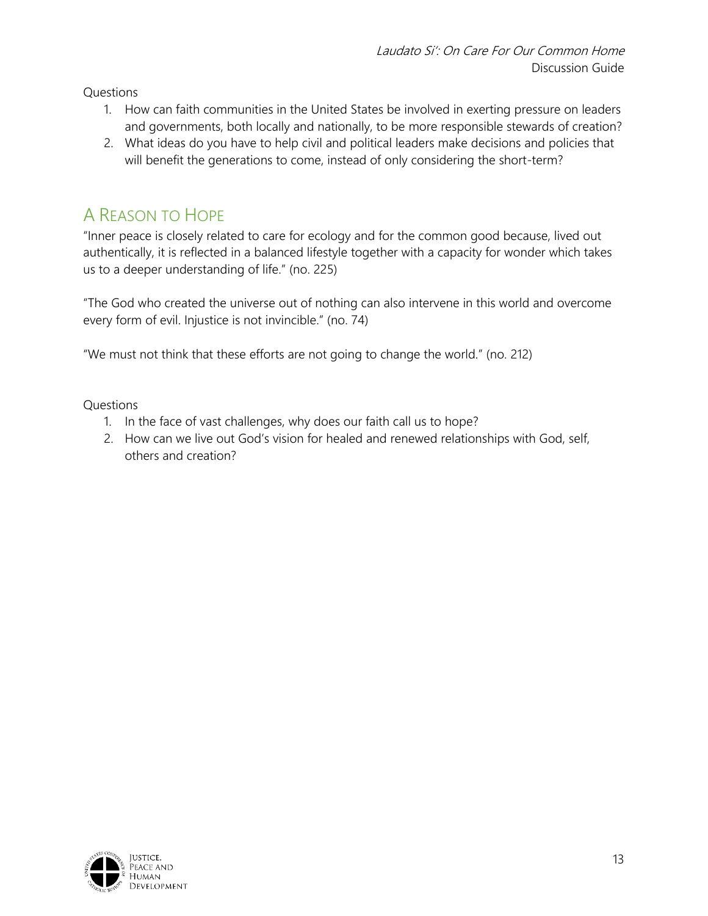Questions

1. How can faith communities in the United States be involved in exerting pressure on leaders and governments, both locally and nationally, to be more responsible stewards of creation?
2. What ideas do you have to help civil and political leaders make decisions and policies that will benefit the generations to come, instead of only considering the short-term?

## A Reason to Hope

"Inner peace is closely related to care for ecology and for the common good because, lived out authentically, it is reflected in a balanced lifestyle together with a capacity for wonder which takes us to a deeper understanding of life." (no. 225)

"The God who created the universe out of nothing can also intervene in this world and overcome every form of evil. Injustice is not invincible." (no. 74)

"We must not think that these efforts are not going to change the world." (no. 212)

Questions

1. In the face of vast challenges, why does our faith call us to hope?
2. How can we live out God's vision for healed and renewed relationships with God, self, others and creation?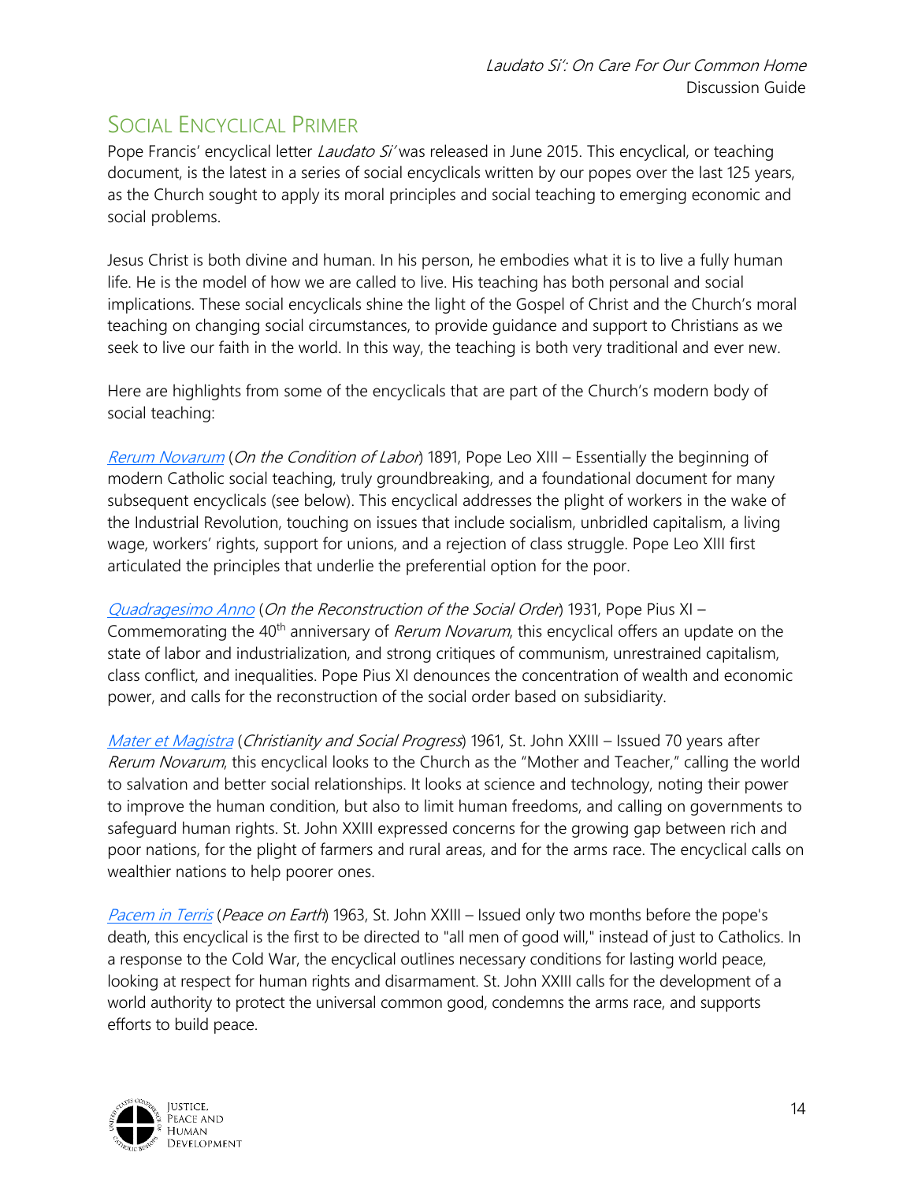## Social Encyclical Primer

Pope Francis' encyclical letter *Laudato Si'* was released in June 2015. This encyclical, or teaching document, is the latest in a series of social encyclicals written by our popes over the last 125 years, as the Church sought to apply its moral principles and social teaching to emerging economic and social problems.

Jesus Christ is both divine and human. In his person, he embodies what it is to live a fully human life. He is the model of how we are called to live. His teaching has both personal and social implications. These social encyclicals shine the light of the Gospel of Christ and the Church's moral teaching on changing social circumstances, to provide guidance and support to Christians as we seek to live our faith in the world. In this way, the teaching is both very traditional and ever new.

Here are highlights from some of the encyclicals that are part of the Church's modern body of social teaching:

*Rerum Novarum* (*On the Condition of Labor*) 1891, Pope Leo XIII – Essentially the beginning of modern Catholic social teaching, truly groundbreaking, and a foundational document for many subsequent encyclicals (see below). This encyclical addresses the plight of workers in the wake of the Industrial Revolution, touching on issues that include socialism, unbridled capitalism, a living wage, workers' rights, support for unions, and a rejection of class struggle. Pope Leo XIII first articulated the principles that underlie the preferential option for the poor.

*Quadragesimo Anno* (*On the Reconstruction of the Social Order*) 1931, Pope Pius XI – Commemorating the 40th anniversary of *Rerum Novarum*, this encyclical offers an update on the state of labor and industrialization, and strong critiques of communism, unrestrained capitalism, class conflict, and inequalities. Pope Pius XI denounces the concentration of wealth and economic power, and calls for the reconstruction of the social order based on subsidiarity.

*Mater et Magistra* (*Christianity and Social Progress*) 1961, St. John XXIII – Issued 70 years after *Rerum Novarum*, this encyclical looks to the Church as the "Mother and Teacher," calling the world to salvation and better social relationships. It looks at science and technology, noting their power to improve the human condition, but also to limit human freedoms, and calling on governments to safeguard human rights. St. John XXIII expressed concerns for the growing gap between rich and poor nations, for the plight of farmers and rural areas, and for the arms race. The encyclical calls on wealthier nations to help poorer ones.

*Pacem in Terris* (*Peace on Earth*) 1963, St. John XXIII – Issued only two months before the pope's death, this encyclical is the first to be directed to "all men of good will," instead of just to Catholics. In a response to the Cold War, the encyclical outlines necessary conditions for lasting world peace, looking at respect for human rights and disarmament. St. John XXIII calls for the development of a world authority to protect the universal common good, condemns the arms race, and supports efforts to build peace.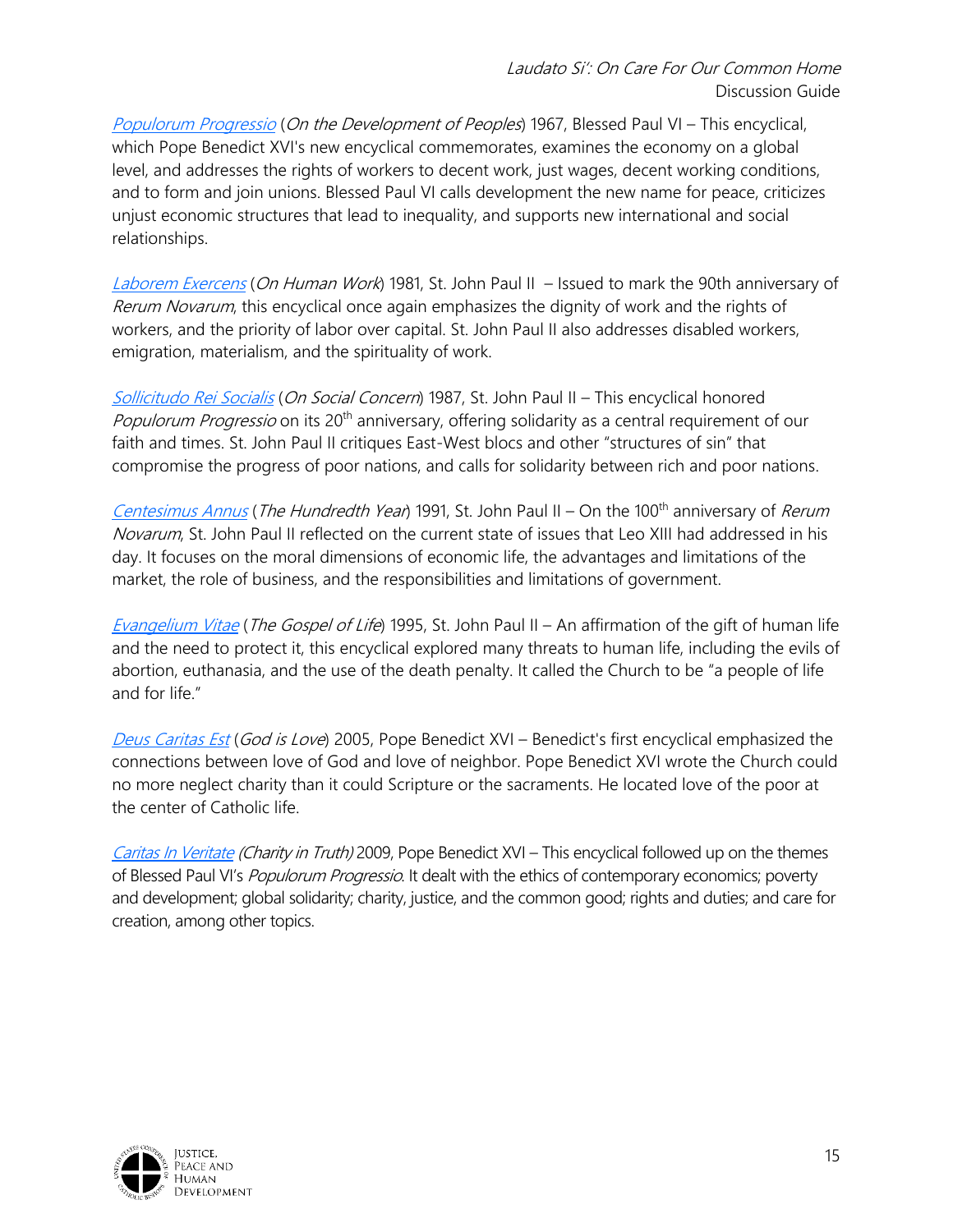*Populorum Progressio* (*On the Development of Peoples*) 1967, Blessed Paul VI – This encyclical, which Pope Benedict XVI's new encyclical commemorates, examines the economy on a global level, and addresses the rights of workers to decent work, just wages, decent working conditions, and to form and join unions. Blessed Paul VI calls development the new name for peace, criticizes unjust economic structures that lead to inequality, and supports new international and social relationships.

*Laborem Exercens* (*On Human Work*) 1981, St. John Paul II – Issued to mark the 90th anniversary of *Rerum Novarum*, this encyclical once again emphasizes the dignity of work and the rights of workers, and the priority of labor over capital. St. John Paul II also addresses disabled workers, emigration, materialism, and the spirituality of work.

*Sollicitudo Rei Socialis* (*On Social Concern*) 1987, St. John Paul II – This encyclical honored *Populorum Progressio* on its 20th anniversary, offering solidarity as a central requirement of our faith and times. St. John Paul II critiques East-West blocs and other "structures of sin" that compromise the progress of poor nations, and calls for solidarity between rich and poor nations.

*Centesimus Annus* (*The Hundredth Year*) 1991, St. John Paul II – On the 100th anniversary of *Rerum Novarum*, St. John Paul II reflected on the current state of issues that Leo XIII had addressed in his day. It focuses on the moral dimensions of economic life, the advantages and limitations of the market, the role of business, and the responsibilities and limitations of government.

*Evangelium Vitae* (*The Gospel of Life*) 1995, St. John Paul II – An affirmation of the gift of human life and the need to protect it, this encyclical explored many threats to human life, including the evils of abortion, euthanasia, and the use of the death penalty. It called the Church to be "a people of life and for life."

*Deus Caritas Est* (*God is Love*) 2005, Pope Benedict XVI – Benedict's first encyclical emphasized the connections between love of God and love of neighbor. Pope Benedict XVI wrote the Church could no more neglect charity than it could Scripture or the sacraments. He located love of the poor at the center of Catholic life.

*Caritas In Veritate* *(Charity in Truth)* 2009, Pope Benedict XVI – This encyclical followed up on the themes of Blessed Paul VI's *Populorum Progressio*. It dealt with the ethics of contemporary economics; poverty and development; global solidarity; charity, justice, and the common good; rights and duties; and care for creation, among other topics.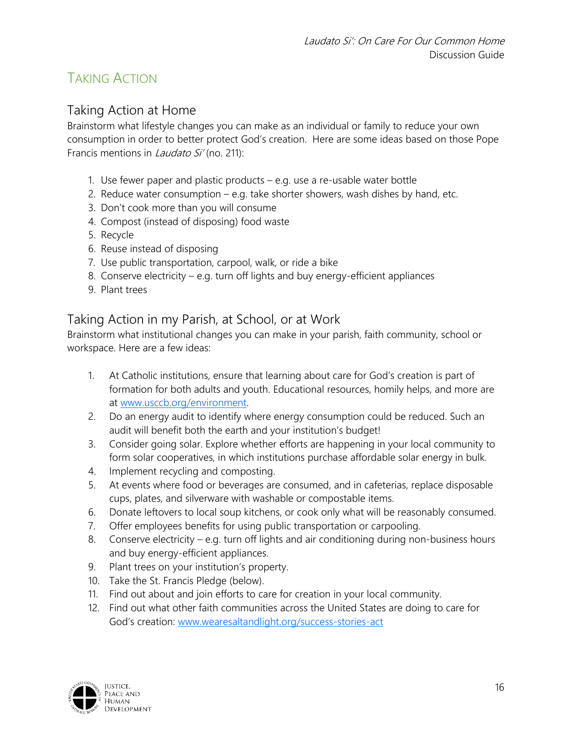# Taking Action

## Taking Action at Home

Brainstorm what lifestyle changes you can make as an individual or family to reduce your own consumption in order to better protect God's creation. Here are some ideas based on those Pope Francis mentions in *Laudato Si'* (no. 211):

1. Use fewer paper and plastic products – e.g. use a re-usable water bottle
2. Reduce water consumption – e.g. take shorter showers, wash dishes by hand, etc.
3. Don't cook more than you will consume
4. Compost (instead of disposing) food waste
5. Recycle
6. Reuse instead of disposing
7. Use public transportation, carpool, walk, or ride a bike
8. Conserve electricity – e.g. turn off lights and buy energy-efficient appliances
9. Plant trees

## Taking Action in my Parish, at School, or at Work

Brainstorm what institutional changes you can make in your parish, faith community, school or workspace. Here are a few ideas:

1. At Catholic institutions, ensure that learning about care for God's creation is part of formation for both adults and youth. Educational resources, homily helps, and more are at www.usccb.org/environment.
2. Do an energy audit to identify where energy consumption could be reduced. Such an audit will benefit both the earth and your institution's budget!
3. Consider going solar. Explore whether efforts are happening in your local community to form solar cooperatives, in which institutions purchase affordable solar energy in bulk.
4. Implement recycling and composting.
5. At events where food or beverages are consumed, and in cafeterias, replace disposable cups, plates, and silverware with washable or compostable items.
6. Donate leftovers to local soup kitchens, or cook only what will be reasonably consumed.
7. Offer employees benefits for using public transportation or carpooling.
8. Conserve electricity – e.g. turn off lights and air conditioning during non-business hours and buy energy-efficient appliances.
9. Plant trees on your institution's property.
10. Take the St. Francis Pledge (below).
11. Find out about and join efforts to care for creation in your local community.
12. Find out what other faith communities across the United States are doing to care for God's creation: www.wearesaltandlight.org/success-stories-act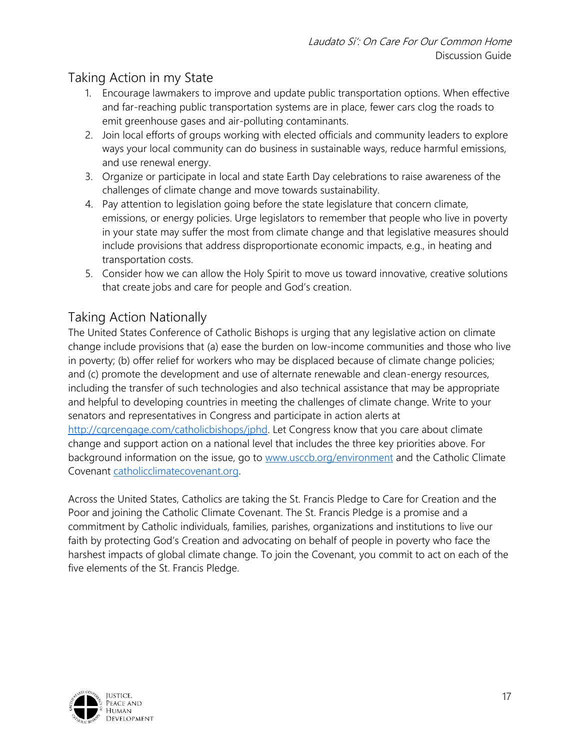## Taking Action in my State

1. Encourage lawmakers to improve and update public transportation options. When effective and far-reaching public transportation systems are in place, fewer cars clog the roads to emit greenhouse gases and air-polluting contaminants.
2. Join local efforts of groups working with elected officials and community leaders to explore ways your local community can do business in sustainable ways, reduce harmful emissions, and use renewal energy.
3. Organize or participate in local and state Earth Day celebrations to raise awareness of the challenges of climate change and move towards sustainability.
4. Pay attention to legislation going before the state legislature that concern climate, emissions, or energy policies. Urge legislators to remember that people who live in poverty in your state may suffer the most from climate change and that legislative measures should include provisions that address disproportionate economic impacts, e.g., in heating and transportation costs.
5. Consider how we can allow the Holy Spirit to move us toward innovative, creative solutions that create jobs and care for people and God's creation.

## Taking Action Nationally

The United States Conference of Catholic Bishops is urging that any legislative action on climate change include provisions that (a) ease the burden on low-income communities and those who live in poverty; (b) offer relief for workers who may be displaced because of climate change policies; and (c) promote the development and use of alternate renewable and clean-energy resources, including the transfer of such technologies and also technical assistance that may be appropriate and helpful to developing countries in meeting the challenges of climate change. Write to your senators and representatives in Congress and participate in action alerts at [http://cqrcengage.com/catholicbishops/jphd](http://cqrcengage.com/catholicbishops/jphd). Let Congress know that you care about climate change and support action on a national level that includes the three key priorities above. For background information on the issue, go to [www.usccb.org/environment](www.usccb.org/environment) and the Catholic Climate Covenant [catholicclimatecovenant.org](catholicclimatecovenant.org).

Across the United States, Catholics are taking the St. Francis Pledge to Care for Creation and the Poor and joining the Catholic Climate Covenant. The St. Francis Pledge is a promise and a commitment by Catholic individuals, families, parishes, organizations and institutions to live our faith by protecting God's Creation and advocating on behalf of people in poverty who face the harshest impacts of global climate change. To join the Covenant, you commit to act on each of the five elements of the St. Francis Pledge.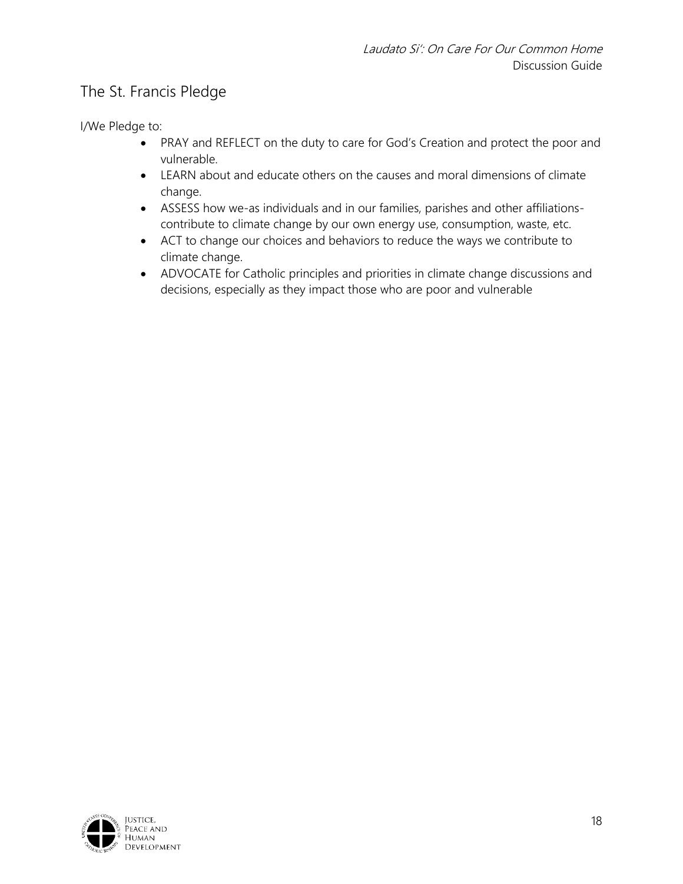## The St. Francis Pledge

I/We Pledge to:

- PRAY and REFLECT on the duty to care for God's Creation and protect the poor and vulnerable.
- LEARN about and educate others on the causes and moral dimensions of climate change.
- ASSESS how we-as individuals and in our families, parishes and other affiliations-contribute to climate change by our own energy use, consumption, waste, etc.
- ACT to change our choices and behaviors to reduce the ways we contribute to climate change.
- ADVOCATE for Catholic principles and priorities in climate change discussions and decisions, especially as they impact those who are poor and vulnerable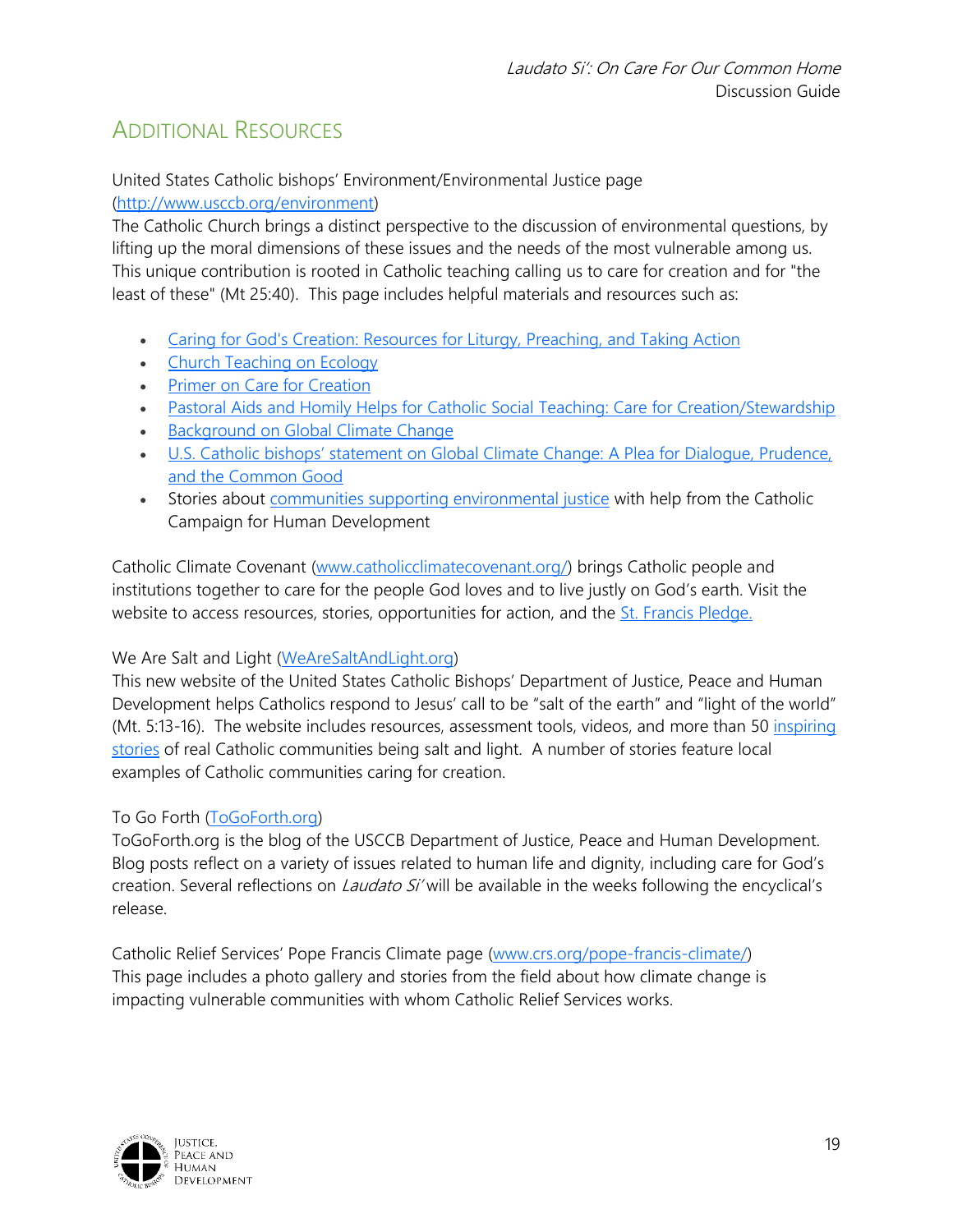## Additional Resources

United States Catholic bishops' Environment/Environmental Justice page (http://www.usccb.org/environment)
The Catholic Church brings a distinct perspective to the discussion of environmental questions, by lifting up the moral dimensions of these issues and the needs of the most vulnerable among us. This unique contribution is rooted in Catholic teaching calling us to care for creation and for "the least of these" (Mt 25:40). This page includes helpful materials and resources such as:

- Caring for God's Creation: Resources for Liturgy, Preaching, and Taking Action
- Church Teaching on Ecology
- Primer on Care for Creation
- Pastoral Aids and Homily Helps for Catholic Social Teaching: Care for Creation/Stewardship
- Background on Global Climate Change
- U.S. Catholic bishops' statement on Global Climate Change: A Plea for Dialogue, Prudence, and the Common Good
- Stories about communities supporting environmental justice with help from the Catholic Campaign for Human Development

Catholic Climate Covenant (www.catholicclimatecovenant.org/) brings Catholic people and institutions together to care for the people God loves and to live justly on God's earth. Visit the website to access resources, stories, opportunities for action, and the St. Francis Pledge.

We Are Salt and Light (WeAreSaltAndLight.org)
This new website of the United States Catholic Bishops' Department of Justice, Peace and Human Development helps Catholics respond to Jesus' call to be "salt of the earth" and "light of the world" (Mt. 5:13-16). The website includes resources, assessment tools, videos, and more than 50 inspiring stories of real Catholic communities being salt and light. A number of stories feature local examples of Catholic communities caring for creation.

To Go Forth (ToGoForth.org)
ToGoForth.org is the blog of the USCCB Department of Justice, Peace and Human Development. Blog posts reflect on a variety of issues related to human life and dignity, including care for God's creation. Several reflections on *Laudato Si'* will be available in the weeks following the encyclical's release.

Catholic Relief Services' Pope Francis Climate page (www.crs.org/pope-francis-climate/)
This page includes a photo gallery and stories from the field about how climate change is impacting vulnerable communities with whom Catholic Relief Services works.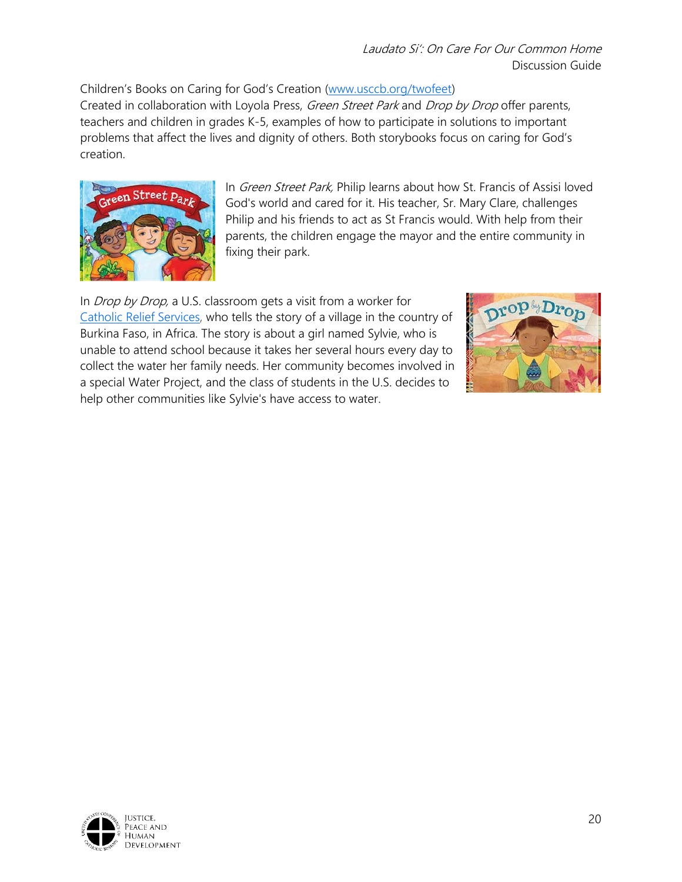Children's Books on Caring for God's Creation ([www.usccb.org/twofeet](http://www.usccb.org/twofeet))
Created in collaboration with Loyola Press, *Green Street Park* and *Drop by Drop* offer parents, teachers and children in grades K-5, examples of how to participate in solutions to important problems that affect the lives and dignity of others. Both storybooks focus on caring for God's creation.

In *Green Street Park,* Philip learns about how St. Francis of Assisi loved God's world and cared for it. His teacher, Sr. Mary Clare, challenges Philip and his friends to act as St Francis would. With help from their parents, the children engage the mayor and the entire community in fixing their park.

In *Drop by Drop,* a U.S. classroom gets a visit from a worker for [Catholic Relief Services](), who tells the story of a village in the country of Burkina Faso, in Africa. The story is about a girl named Sylvie, who is unable to attend school because it takes her several hours every day to collect the water her family needs. Her community becomes involved in a special Water Project, and the class of students in the U.S. decides to help other communities like Sylvie's have access to water.